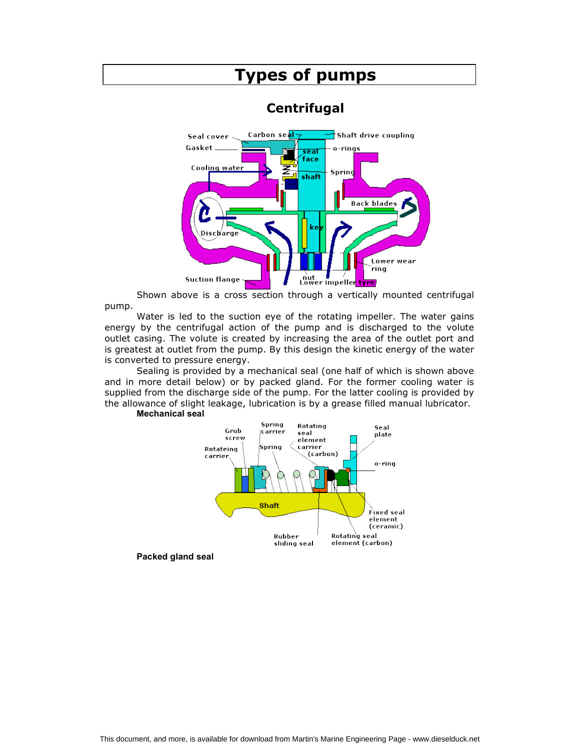# Types of pumps

## Centrifugal

Shown above is a cross section through a vertically mounted centrifugal pump.

Water is led to the suction eye of the rotating impeller. The water gains energy by the centrifugal action of the pump and is discharged to the volute outlet casing. The volute is created by increasing the area of the outlet port and is greatest at outlet from the pump. By this design the kinetic energy of the water is converted to pressure energy.

Sealing is provided by a mechanical seal (one half of which is shown above and in more detail below) or by packed gland. For the former cooling water is supplied from the discharge side of the pump. For the latter cooling is provided by the allowance of slight leakage, lubrication is by a grease filled manual lubricator.

**Mechanical seal**

**Packed gland seal**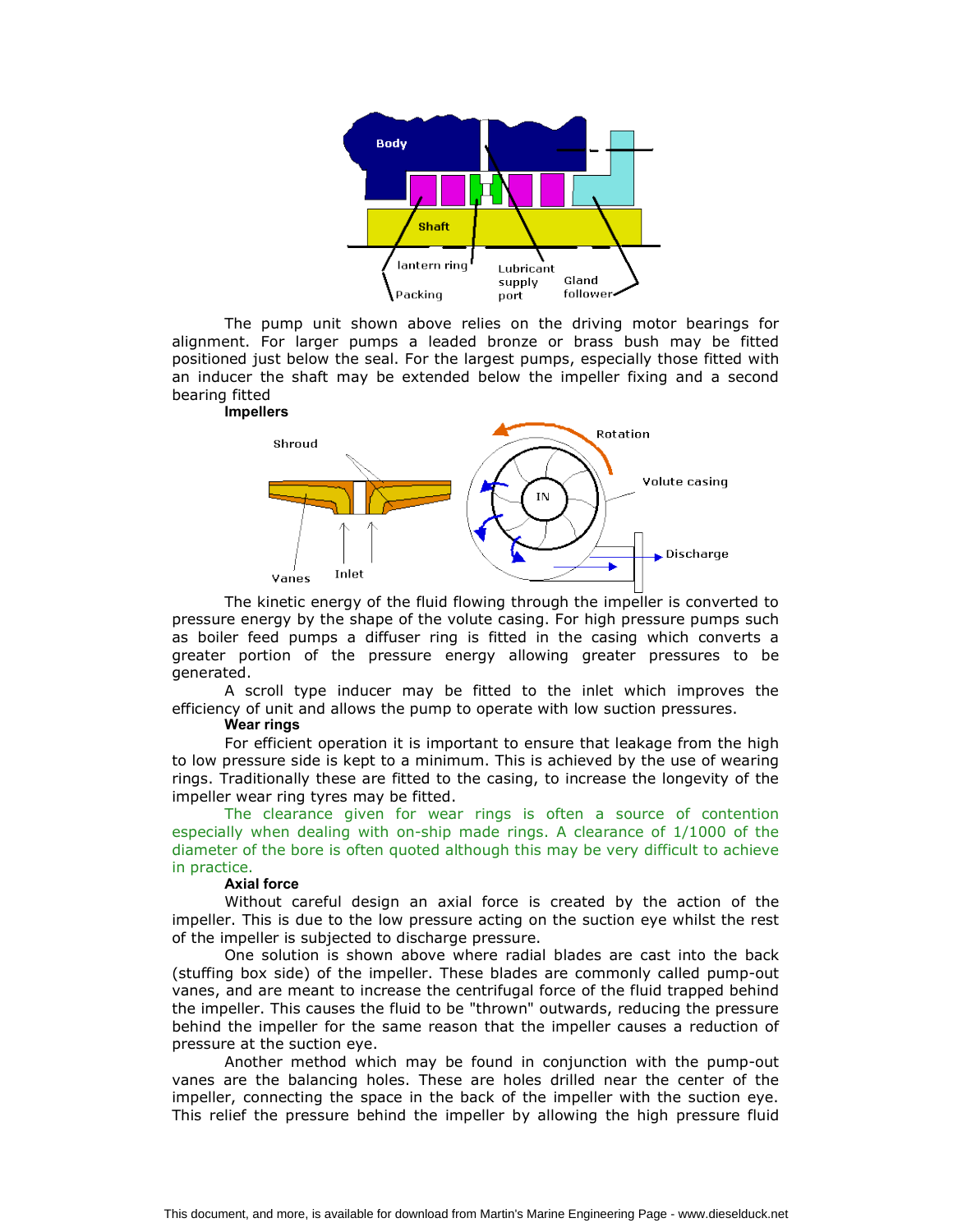The pump unit shown above relies on the driving motor bearings for alignment. For larger pumps a leaded bronze or brass bush may be fitted positioned just below the seal. For the largest pumps, especially those fitted with an inducer the shaft may be extended below the impeller fixing and a second bearing fitted

**Impellers**

The kinetic energy of the fluid flowing through the impeller is converted to pressure energy by the shape of the volute casing. For high pressure pumps such as boiler feed pumps a diffuser ring is fitted in the casing which converts a greater portion of the pressure energy allowing greater pressures to be generated.

A scroll type inducer may be fitted to the inlet which improves the efficiency of unit and allows the pump to operate with low suction pressures.

**Wear rings**

For efficient operation it is important to ensure that leakage from the high to low pressure side is kept to a minimum. This is achieved by the use of wearing rings. Traditionally these are fitted to the casing, to increase the longevity of the impeller wear ring tyres may be fitted.

The clearance given for wear rings is often a source of contention especially when dealing with on-ship made rings. A clearance of 1/1000 of the diameter of the bore is often quoted although this may be very difficult to achieve in practice.

**Axial force**

Without careful design an axial force is created by the action of the impeller. This is due to the low pressure acting on the suction eye whilst the rest of the impeller is subjected to discharge pressure.

One solution is shown above where radial blades are cast into the back (stuffing box side) of the impeller. These blades are commonly called pump-out vanes, and are meant to increase the centrifugal force of the fluid trapped behind the impeller. This causes the fluid to be "thrown" outwards, reducing the pressure behind the impeller for the same reason that the impeller causes a reduction of pressure at the suction eye.

Another method which may be found in conjunction with the pump-out vanes are the balancing holes. These are holes drilled near the center of the impeller, connecting the space in the back of the impeller with the suction eye. This relief the pressure behind the impeller by allowing the high pressure fluid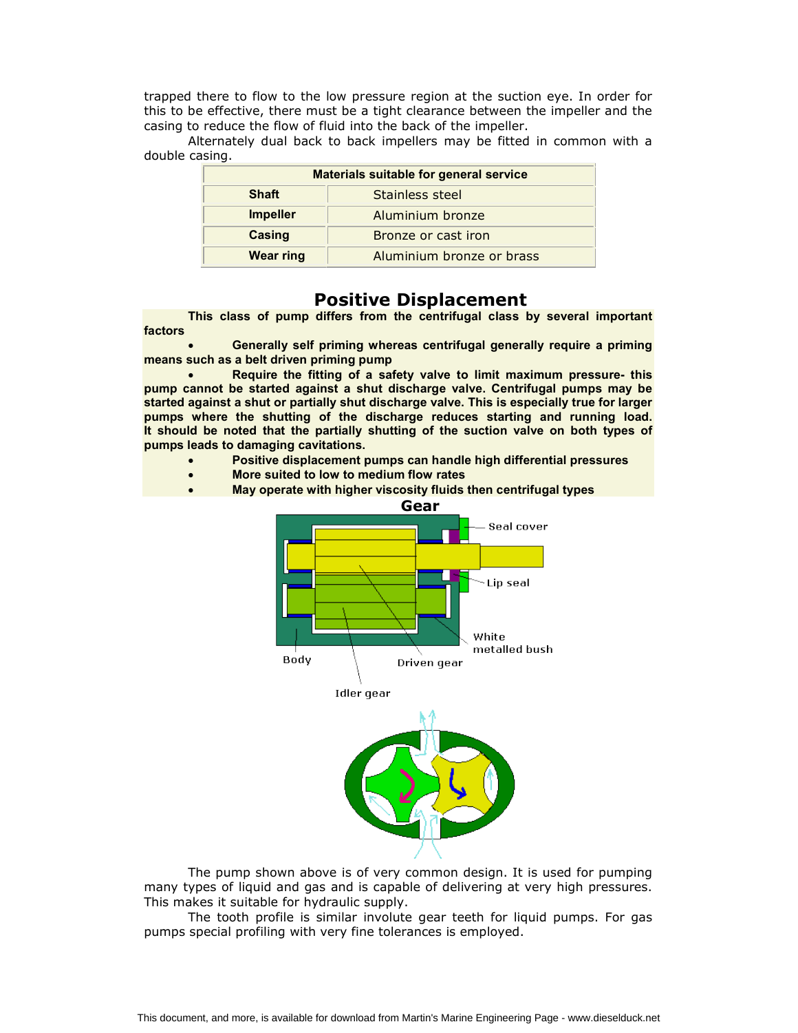trapped there to flow to the low pressure region at the suction eye. In order for this to be effective, there must be a tight clearance between the impeller and the casing to reduce the flow of fluid into the back of the impeller.

Alternately dual back to back impellers may be fitted in common with a double casing.

| Materials suitable for general service | |
|---|---|
| **Shaft** | Stainless steel |
| **Impeller** | Aluminium bronze |
| **Casing** | Bronze or cast iron |
| **Wear ring** | Aluminium bronze or brass |

## Positive Displacement

**This class of pump differs from the centrifugal class by several important factors**

- **Generally self priming whereas centrifugal generally require a priming means such as a belt driven priming pump**
- **Require the fitting of a safety valve to limit maximum pressure- this pump cannot be started against a shut discharge valve. Centrifugal pumps may be started against a shut or partially shut discharge valve. This is especially true for larger pumps where the shutting of the discharge reduces starting and running load. It should be noted that the partially shutting of the suction valve on both types of pumps leads to damaging cavitations.**
- **Positive displacement pumps can handle high differential pressures**
- **More suited to low to medium flow rates**
- **May operate with higher viscosity fluids then centrifugal types**

### Gear

The pump shown above is of very common design. It is used for pumping many types of liquid and gas and is capable of delivering at very high pressures. This makes it suitable for hydraulic supply.

The tooth profile is similar involute gear teeth for liquid pumps. For gas pumps special profiling with very fine tolerances is employed.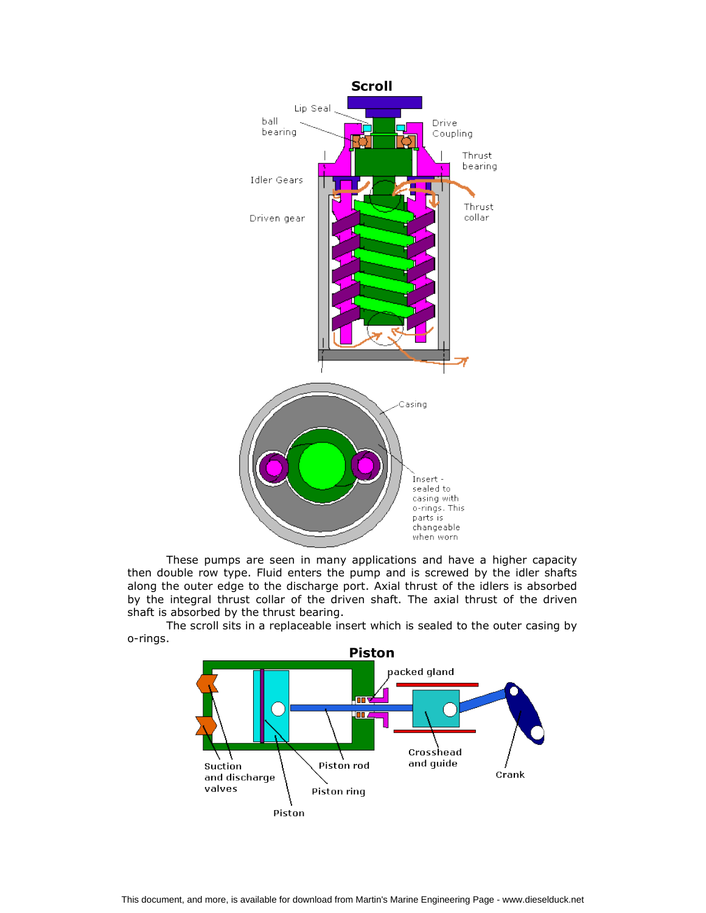## Scroll

Lip Seal

ball bearing

Drive Coupling

Thrust bearing

Idler Gears

Thrust collar

Driven gear

Casing

Insert - sealed to casing with o-rings. This parts is changeable when worn

These pumps are seen in many applications and have a higher capacity then double row type. Fluid enters the pump and is screwed by the idler shafts along the outer edge to the discharge port. Axial thrust of the idlers is absorbed by the integral thrust collar of the driven shaft. The axial thrust of the driven shaft is absorbed by the thrust bearing.

The scroll sits in a replaceable insert which is sealed to the outer casing by o-rings.

## Piston

packed gland

Suction and discharge valves

Piston rod

Crosshead and guide

Crank

Piston ring

Piston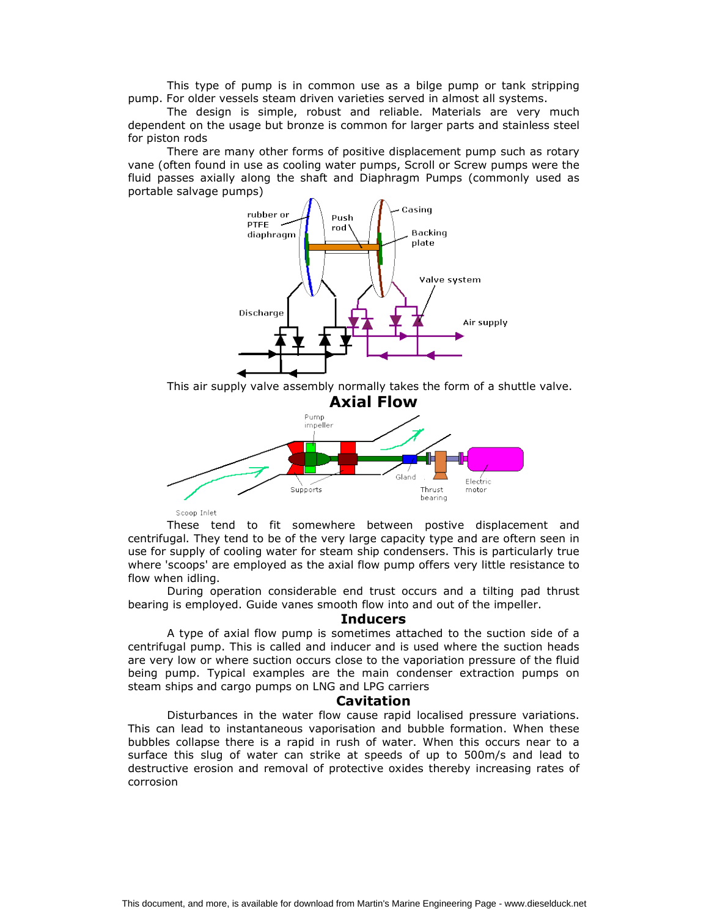This type of pump is in common use as a bilge pump or tank stripping pump. For older vessels steam driven varieties served in almost all systems.

The design is simple, robust and reliable. Materials are very much dependent on the usage but bronze is common for larger parts and stainless steel for piston rods

There are many other forms of positive displacement pump such as rotary vane (often found in use as cooling water pumps, Scroll or Screw pumps were the fluid passes axially along the shaft and Diaphragm Pumps (commonly used as portable salvage pumps)

rubber or PTFE diaphragm

Push rod

Casing

Backing plate

Valve system

Discharge

Air supply

This air supply valve assembly normally takes the form of a shuttle valve.

## Axial Flow

Pump impeller

Supports

Gland

Thrust bearing

Electric motor

Scoop Inlet

These tend to fit somewhere between postive displacement and centrifugal. They tend to be of the very large capacity type and are oftern seen in use for supply of cooling water for steam ship condensers. This is particularly true where 'scoops' are employed as the axial flow pump offers very little resistance to flow when idling.

During operation considerable end trust occurs and a tilting pad thrust bearing is employed. Guide vanes smooth flow into and out of the impeller.

## Inducers

A type of axial flow pump is sometimes attached to the suction side of a centrifugal pump. This is called and inducer and is used where the suction heads are very low or where suction occurs close to the vaporiation pressure of the fluid being pump. Typical examples are the main condenser extraction pumps on steam ships and cargo pumps on LNG and LPG carriers

## Cavitation

Disturbances in the water flow cause rapid localised pressure variations. This can lead to instantaneous vaporisation and bubble formation. When these bubbles collapse there is a rapid in rush of water. When this occurs near to a surface this slug of water can strike at speeds of up to 500m/s and lead to destructive erosion and removal of protective oxides thereby increasing rates of corrosion